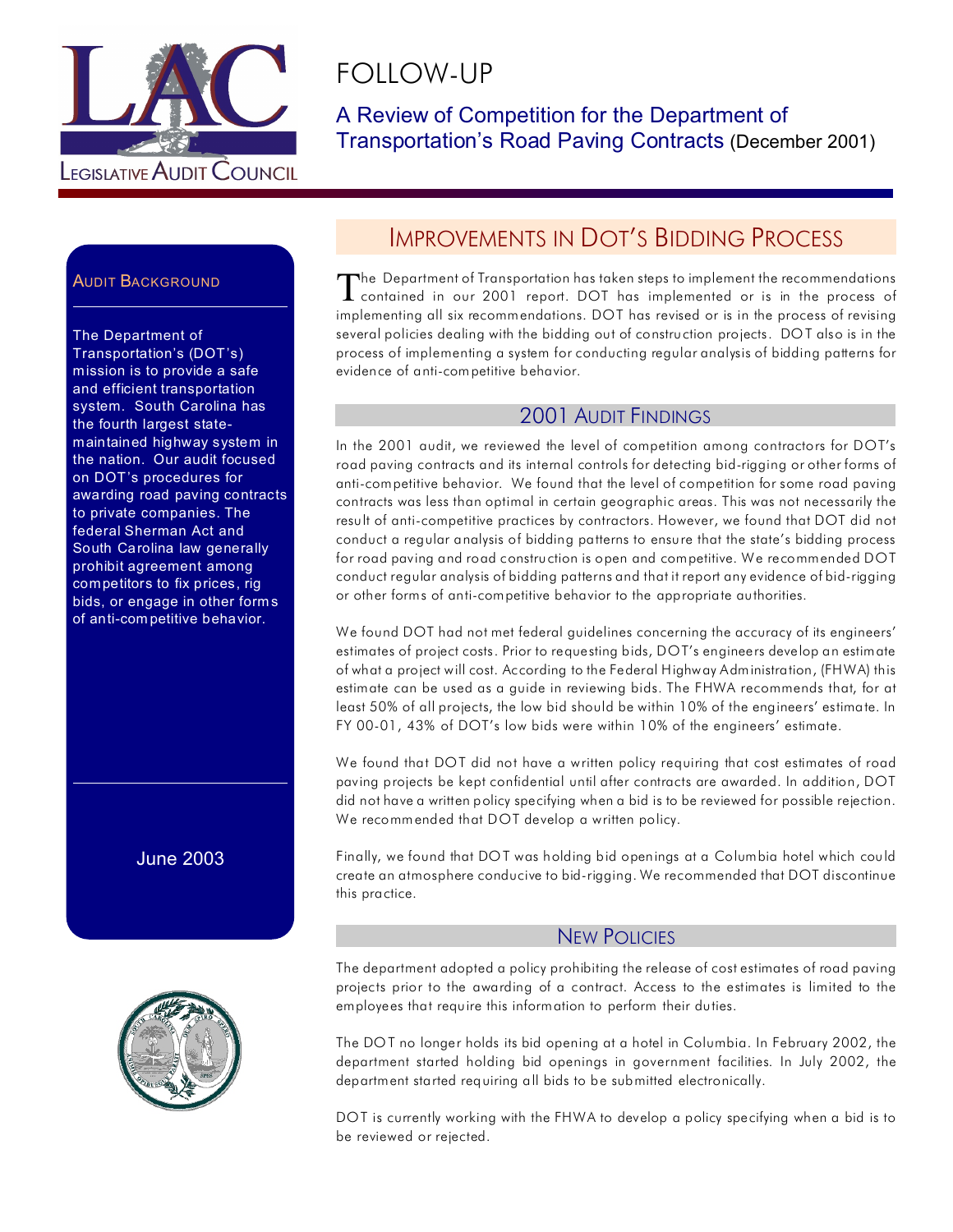# FOLLOW-UP

## A Review of Competition for the Department of Transportation's Road Paving Contracts (December 2001)

### Audit Background

The Department of Transportation's (DOT's) mission is to provide a safe and efficient transportation system. South Carolina has the fourth largest state-maintained highway system in the nation. Our audit focused on DOT's procedures for awarding road paving contracts to private companies. The federal Sherman Act and South Carolina law generally prohibit agreement among competitors to fix prices, rig bids, or engage in other forms of anti-competitive behavior.

June 2003

## Improvements in DOT's Bidding Process

The Department of Transportation has taken steps to implement the recommendations contained in our 2001 report. DOT has implemented or is in the process of implementing all six recommendations. DOT has revised or is in the process of revising several policies dealing with the bidding out of construction projects. DOT also is in the process of implementing a system for conducting regular analysis of bidding patterns for evidence of anti-competitive behavior.

### 2001 Audit Findings

In the 2001 audit, we reviewed the level of competition among contractors for DOT's road paving contracts and its internal controls for detecting bid-rigging or other forms of anti-competitive behavior. We found that the level of competition for some road paving contracts was less than optimal in certain geographic areas. This was not necessarily the result of anti-competitive practices by contractors. However, we found that DOT did not conduct a regular analysis of bidding patterns to ensure that the state's bidding process for road paving and road construction is open and competitive. We recommended DOT conduct regular analysis of bidding patterns and that it report any evidence of bid-rigging or other forms of anti-competitive behavior to the appropriate authorities.

We found DOT had not met federal guidelines concerning the accuracy of its engineers' estimates of project costs. Prior to requesting bids, DOT's engineers develop an estimate of what a project will cost. According to the Federal Highway Administration, (FHWA) this estimate can be used as a guide in reviewing bids. The FHWA recommends that, for at least 50% of all projects, the low bid should be within 10% of the engineers' estimate. In FY 00-01, 43% of DOT's low bids were within 10% of the engineers' estimate.

We found that DOT did not have a written policy requiring that cost estimates of road paving projects be kept confidential until after contracts are awarded. In addition, DOT did not have a written policy specifying when a bid is to be reviewed for possible rejection. We recommended that DOT develop a written policy.

Finally, we found that DOT was holding bid openings at a Columbia hotel which could create an atmosphere conducive to bid-rigging. We recommended that DOT discontinue this practice.

### New Policies

The department adopted a policy prohibiting the release of cost estimates of road paving projects prior to the awarding of a contract. Access to the estimates is limited to the employees that require this information to perform their duties.

The DOT no longer holds its bid opening at a hotel in Columbia. In February 2002, the department started holding bid openings in government facilities. In July 2002, the department started requiring all bids to be submitted electronically.

DOT is currently working with the FHWA to develop a policy specifying when a bid is to be reviewed or rejected.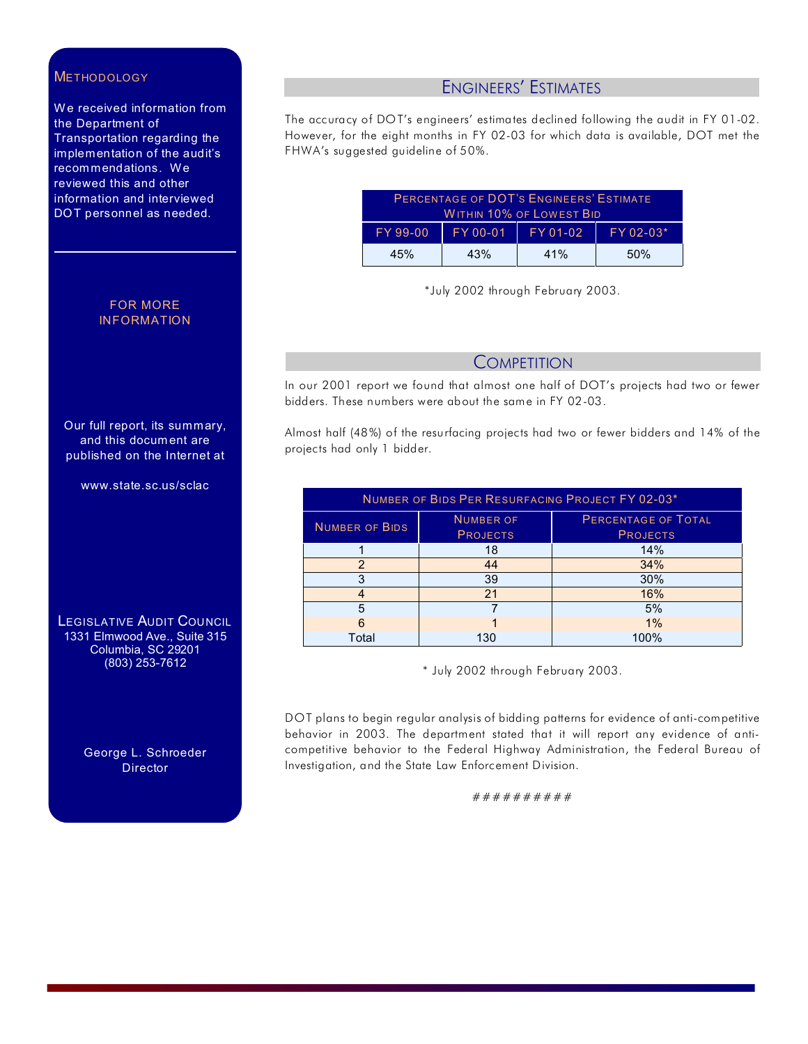## Methodology

We received information from the Department of Transportation regarding the implementation of the audit's recommendations. We reviewed this and other information and interviewed DOT personnel as needed.

For More Information

Our full report, its summary, and this document are published on the Internet at

www.state.sc.us/sclac

**Legislative Audit Council**
1331 Elmwood Ave., Suite 315
Columbia, SC 29201
(803) 253-7612

George L. Schroeder
Director

## Engineers' Estimates

The accuracy of DOT's engineers' estimates declined following the audit in FY 01-02. However, for the eight months in FY 02-03 for which data is available, DOT met the FHWA's suggested guideline of 50%.

| Percentage of DOT's Engineers' Estimate Within 10% of Lowest Bid | | | |
|---|---|---|---|
| FY 99-00 | FY 00-01 | FY 01-02 | FY 02-03* |
| 45% | 43% | 41% | 50% |

*July 2002 through February 2003.

## Competition

In our 2001 report we found that almost one half of DOT's projects had two or fewer bidders. These numbers were about the same in FY 02-03.

Almost half (48%) of the resurfacing projects had two or fewer bidders and 14% of the projects had only 1 bidder.

| Number of Bids Per Resurfacing Project FY 02-03* | | |
|---|---|---|
| Number of Bids | Number of Projects | Percentage of Total Projects |
| 1 | 18 | 14% |
| 2 | 44 | 34% |
| 3 | 39 | 30% |
| 4 | 21 | 16% |
| 5 | 7 | 5% |
| 6 | 1 | 1% |
| Total | 130 | 100% |

* July 2002 through February 2003.

DOT plans to begin regular analysis of bidding patterns for evidence of anti-competitive behavior in 2003. The department stated that it will report any evidence of anti-competitive behavior to the Federal Highway Administration, the Federal Bureau of Investigation, and the State Law Enforcement Division.

##########